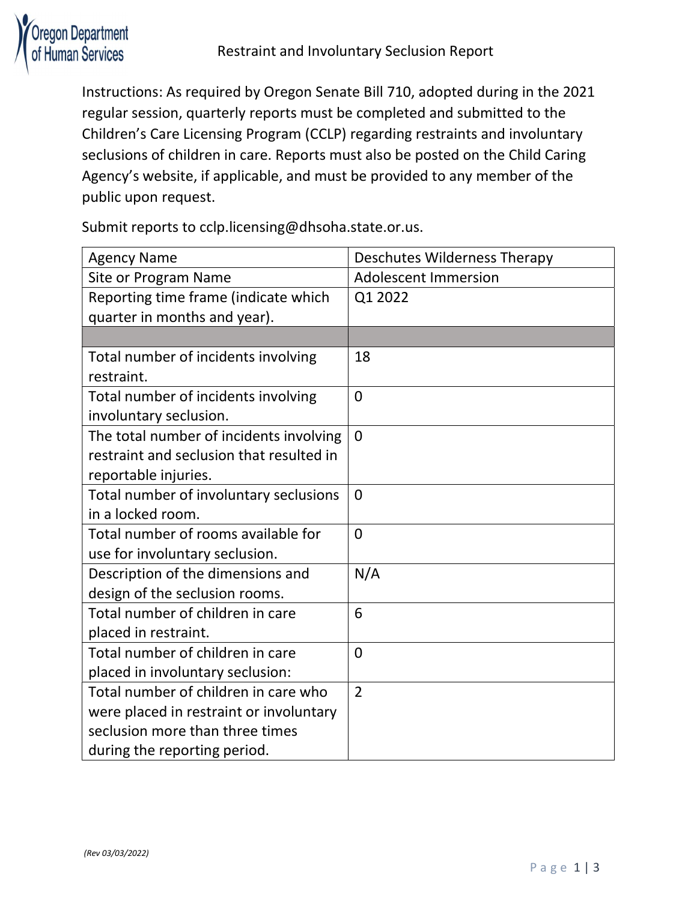# Restraint and Involuntary Seclusion Report

Instructions: As required by Oregon Senate Bill 710, adopted during in the 2021 regular session, quarterly reports must be completed and submitted to the Children's Care Licensing Program (CCLP) regarding restraints and involuntary seclusions of children in care. Reports must also be posted on the Child Caring Agency's website, if applicable, and must be provided to any member of the public upon request.

Submit reports to cclp.licensing@dhsoha.state.or.us.

| Agency Name | Deschutes Wilderness Therapy |
|---|---|
| Site or Program Name | Adolescent Immersion |
| Reporting time frame (indicate which quarter in months and year). | Q1 2022 |
| | |
| Total number of incidents involving restraint. | 18 |
| Total number of incidents involving involuntary seclusion. | 0 |
| The total number of incidents involving restraint and seclusion that resulted in reportable injuries. | 0 |
| Total number of involuntary seclusions in a locked room. | 0 |
| Total number of rooms available for use for involuntary seclusion. | 0 |
| Description of the dimensions and design of the seclusion rooms. | N/A |
| Total number of children in care placed in restraint. | 6 |
| Total number of children in care placed in involuntary seclusion: | 0 |
| Total number of children in care who were placed in restraint or involuntary seclusion more than three times during the reporting period. | 2 |

*(Rev 03/03/2022)*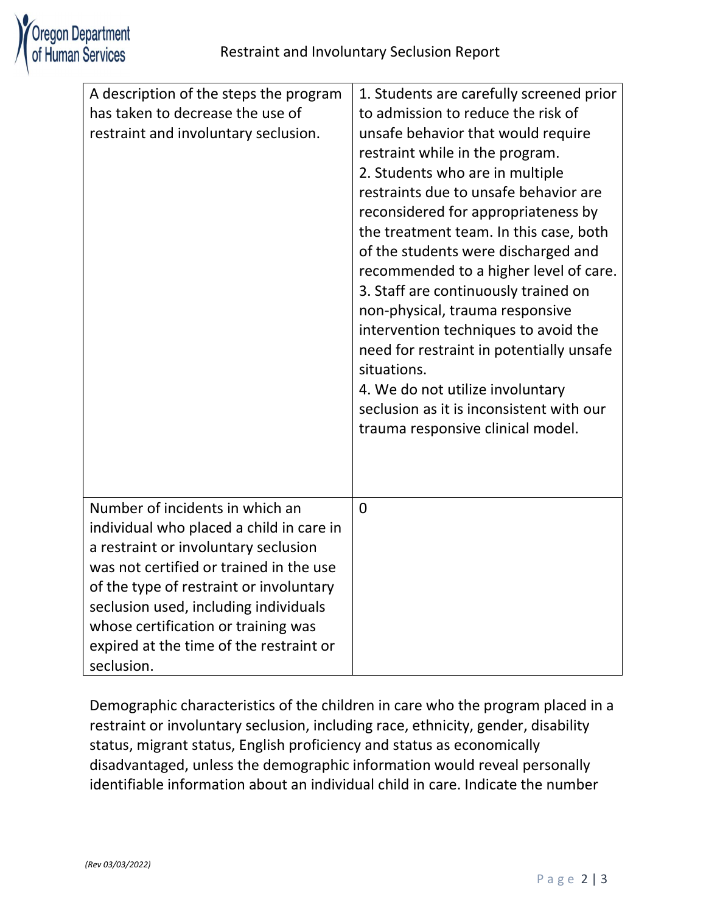| | |
|---|---|
| A description of the steps the program has taken to decrease the use of restraint and involuntary seclusion. | 1. Students are carefully screened prior to admission to reduce the risk of unsafe behavior that would require restraint while in the program.<br>2. Students who are in multiple restraints due to unsafe behavior are reconsidered for appropriateness by the treatment team. In this case, both of the students were discharged and recommended to a higher level of care.<br>3. Staff are continuously trained on non-physical, trauma responsive intervention techniques to avoid the need for restraint in potentially unsafe situations.<br>4. We do not utilize involuntary seclusion as it is inconsistent with our trauma responsive clinical model. |
| Number of incidents in which an individual who placed a child in care in a restraint or involuntary seclusion was not certified or trained in the use of the type of restraint or involuntary seclusion used, including individuals whose certification or training was expired at the time of the restraint or seclusion. | 0 |

Demographic characteristics of the children in care who the program placed in a restraint or involuntary seclusion, including race, ethnicity, gender, disability status, migrant status, English proficiency and status as economically disadvantaged, unless the demographic information would reveal personally identifiable information about an individual child in care. Indicate the number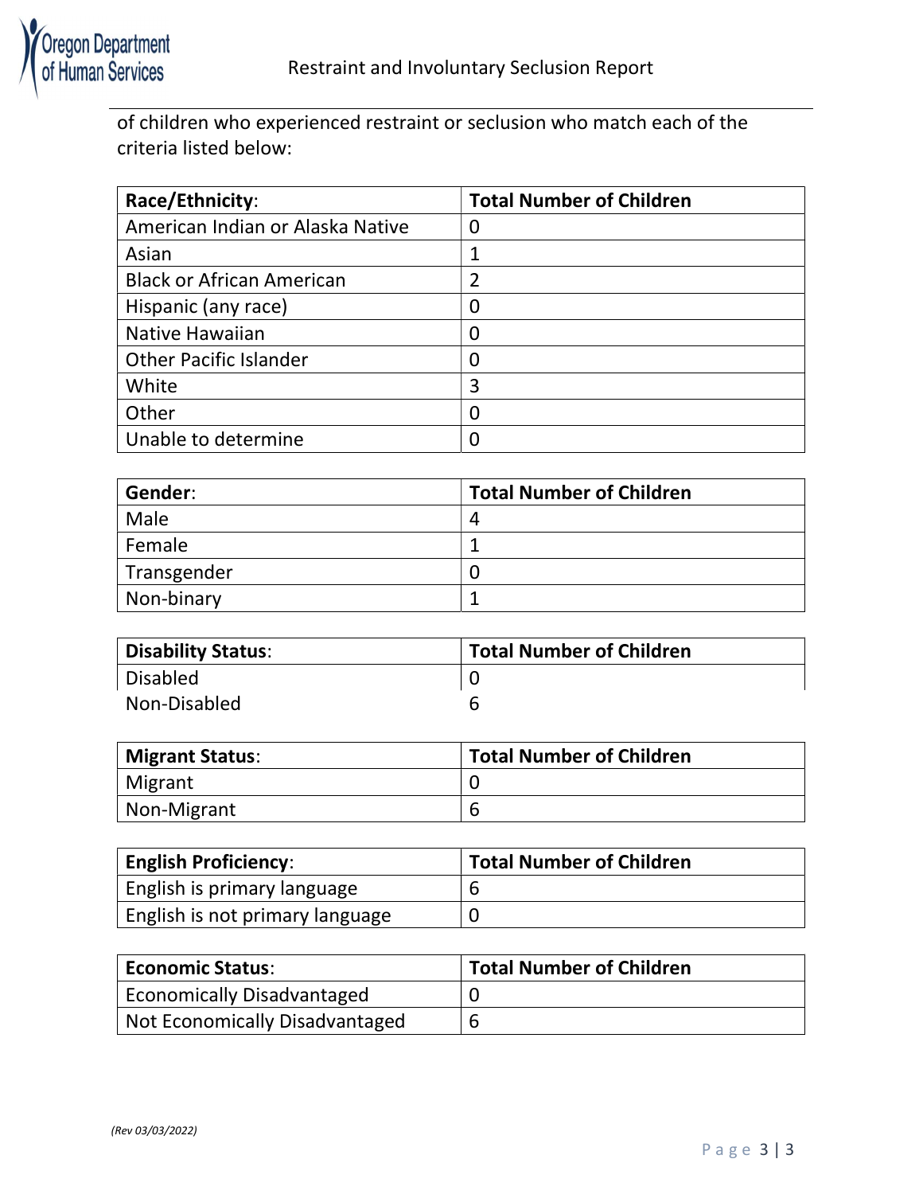of children who experienced restraint or seclusion who match each of the criteria listed below:

| **Race/Ethnicity**: | **Total Number of Children** |
|---|---|
| American Indian or Alaska Native | 0 |
| Asian | 1 |
| Black or African American | 2 |
| Hispanic (any race) | 0 |
| Native Hawaiian | 0 |
| Other Pacific Islander | 0 |
| White | 3 |
| Other | 0 |
| Unable to determine | 0 |

| **Gender**: | **Total Number of Children** |
|---|---|
| Male | 4 |
| Female | 1 |
| Transgender | 0 |
| Non-binary | 1 |

| **Disability Status**: | **Total Number of Children** |
|---|---|
| Disabled | 0 |
| Non-Disabled | 6 |

| **Migrant Status**: | **Total Number of Children** |
|---|---|
| Migrant | 0 |
| Non-Migrant | 6 |

| **English Proficiency**: | **Total Number of Children** |
|---|---|
| English is primary language | 6 |
| English is not primary language | 0 |

| **Economic Status**: | **Total Number of Children** |
|---|---|
| Economically Disadvantaged | 0 |
| Not Economically Disadvantaged | 6 |

*(Rev 03/03/2022)*